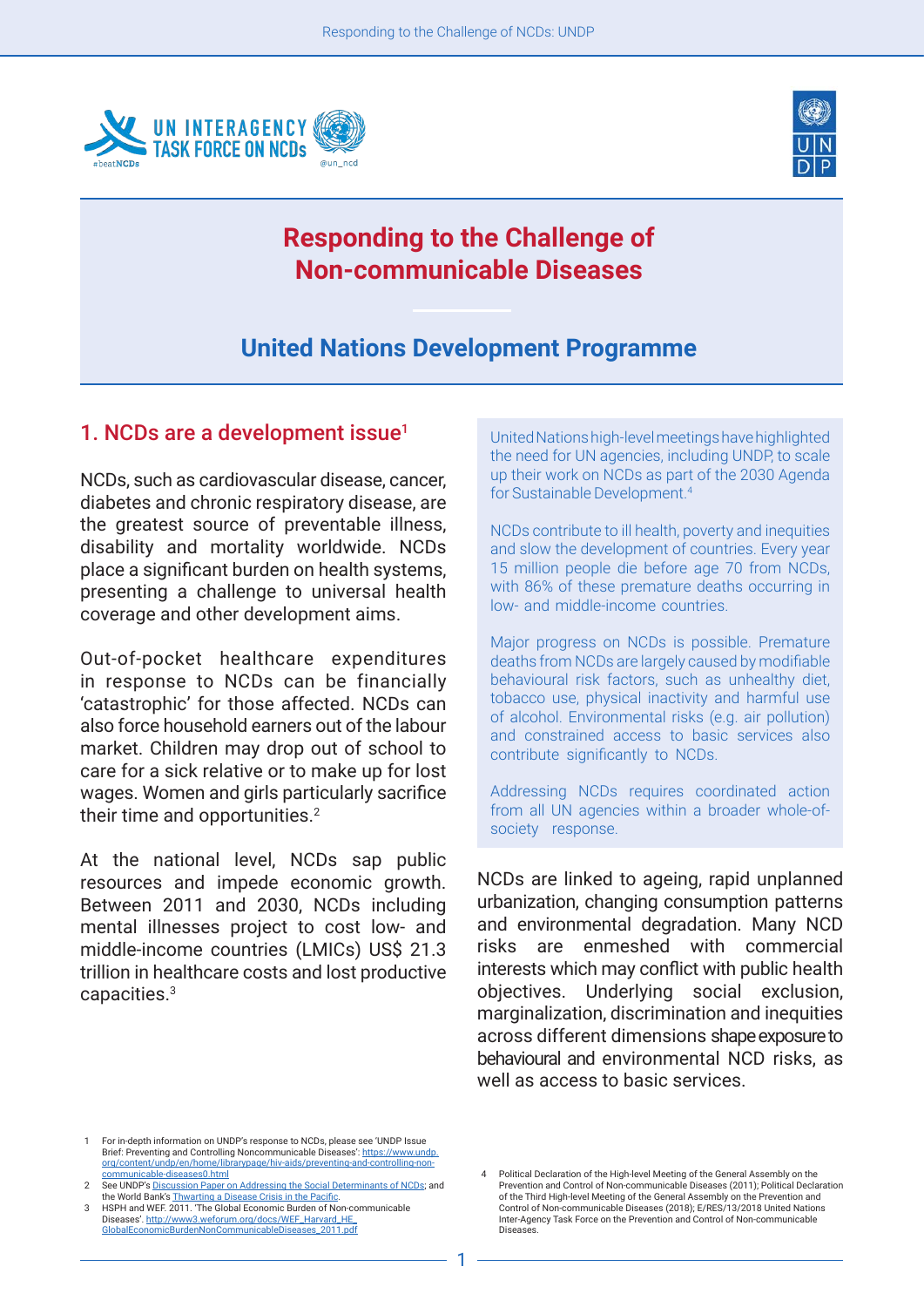# Responding to the Challenge of Non-communicable Diseases

## United Nations Development Programme

## 1. NCDs are a development issue[1]

NCDs, such as cardiovascular disease, cancer, diabetes and chronic respiratory disease, are the greatest source of preventable illness, disability and mortality worldwide. NCDs place a significant burden on health systems, presenting a challenge to universal health coverage and other development aims.

Out-of-pocket healthcare expenditures in response to NCDs can be financially 'catastrophic' for those affected. NCDs can also force household earners out of the labour market. Children may drop out of school to care for a sick relative or to make up for lost wages. Women and girls particularly sacrifice their time and opportunities.[2]

At the national level, NCDs sap public resources and impede economic growth. Between 2011 and 2030, NCDs including mental illnesses project to cost low- and middle-income countries (LMICs) US$ 21.3 trillion in healthcare costs and lost productive capacities.[3]

> United Nations high-level meetings have highlighted the need for UN agencies, including UNDP, to scale up their work on NCDs as part of the 2030 Agenda for Sustainable Development.[4]
>
> NCDs contribute to ill health, poverty and inequities and slow the development of countries. Every year 15 million people die before age 70 from NCDs, with 86% of these premature deaths occurring in low- and middle-income countries.
>
> Major progress on NCDs is possible. Premature deaths from NCDs are largely caused by modifiable behavioural risk factors, such as unhealthy diet, tobacco use, physical inactivity and harmful use of alcohol. Environmental risks (e.g. air pollution) and constrained access to basic services also contribute significantly to NCDs.
>
> Addressing NCDs requires coordinated action from all UN agencies within a broader whole-of-society response.

NCDs are linked to ageing, rapid unplanned urbanization, changing consumption patterns and environmental degradation. Many NCD risks are enmeshed with commercial interests which may conflict with public health objectives. Underlying social exclusion, marginalization, discrimination and inequities across different dimensions shape exposure to behavioural and environmental NCD risks, as well as access to basic services.

---

1 For in-depth information on UNDP's response to NCDs, please see 'UNDP Issue Brief: Preventing and Controlling Noncommunicable Diseases': https://www.undp.org/content/undp/en/home/librarypage/hiv-aids/preventing-and-controlling-non-communicable-diseases0.html

2 See UNDP's Discussion Paper on Addressing the Social Determinants of NCDs; and the World Bank's Thwarting a Disease Crisis in the Pacific.

3 HSPH and WEF. 2011. 'The Global Economic Burden of Non-communicable Diseases'. http://www3.weforum.org/docs/WEF_Harvard_HE_GlobalEconomicBurdenNonCommunicableDiseases_2011.pdf

4 Political Declaration of the High-level Meeting of the General Assembly on the Prevention and Control of Non-communicable Diseases (2011); Political Declaration of the Third High-level Meeting of the General Assembly on the Prevention and Control of Non-communicable Diseases (2018); E/RES/13/2018 United Nations Inter-Agency Task Force on the Prevention and Control of Non-communicable Diseases.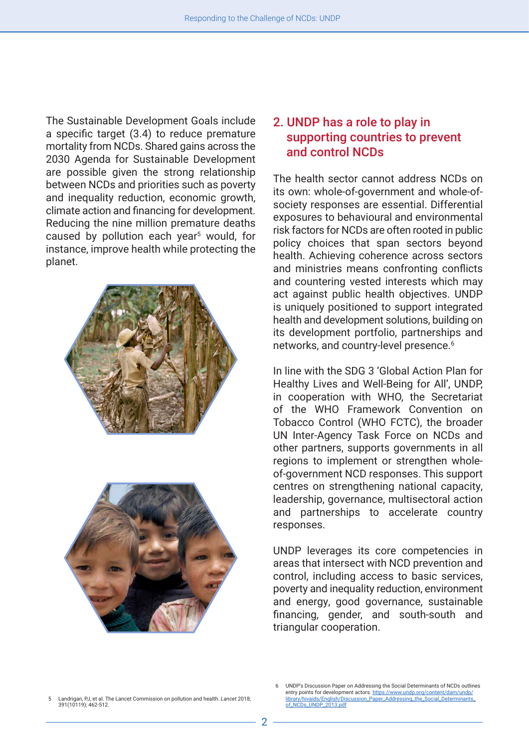The Sustainable Development Goals include a specific target (3.4) to reduce premature mortality from NCDs. Shared gains across the 2030 Agenda for Sustainable Development are possible given the strong relationship between NCDs and priorities such as poverty and inequality reduction, economic growth, climate action and financing for development. Reducing the nine million premature deaths caused by pollution each year[5] would, for instance, improve health while protecting the planet.

## 2. UNDP has a role to play in supporting countries to prevent and control NCDs

The health sector cannot address NCDs on its own: whole-of-government and whole-of-society responses are essential. Differential exposures to behavioural and environmental risk factors for NCDs are often rooted in public policy choices that span sectors beyond health. Achieving coherence across sectors and ministries means confronting conflicts and countering vested interests which may act against public health objectives. UNDP is uniquely positioned to support integrated health and development solutions, building on its development portfolio, partnerships and networks, and country-level presence.[6]

In line with the SDG 3 'Global Action Plan for Healthy Lives and Well-Being for All', UNDP, in cooperation with WHO, the Secretariat of the WHO Framework Convention on Tobacco Control (WHO FCTC), the broader UN Inter-Agency Task Force on NCDs and other partners, supports governments in all regions to implement or strengthen whole-of-government NCD responses. This support centres on strengthening national capacity, leadership, governance, multisectoral action and partnerships to accelerate country responses.

UNDP leverages its core competencies in areas that intersect with NCD prevention and control, including access to basic services, poverty and inequality reduction, environment and energy, good governance, sustainable financing, gender, and south-south and triangular cooperation.

---

5 Landrigan, PJ, et al. The Lancet Commission on pollution and health. *Lancet* 2018; 391(10119); 462-512.

6 UNDP's Discussion Paper on Addressing the Social Determinants of NCDs outlines entry points for development actors. https://www.undp.org/content/dam/undp/library/hivaids/English/Discussion_Paper_Addressing_the_Social_Determinants_of_NCDs_UNDP_2013.pdf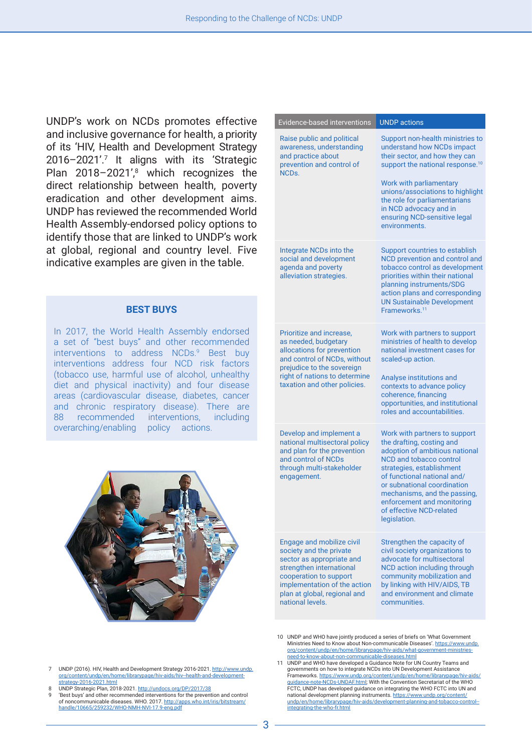UNDP's work on NCDs promotes effective and inclusive governance for health, a priority of its 'HIV, Health and Development Strategy 2016–2021'.[7] It aligns with its 'Strategic Plan 2018–2021',[8] which recognizes the direct relationship between health, poverty eradication and other development aims. UNDP has reviewed the recommended World Health Assembly-endorsed policy options to identify those that are linked to UNDP's work at global, regional and country level. Five indicative examples are given in the table.

## BEST BUYS

In 2017, the World Health Assembly endorsed a set of "best buys" and other recommended interventions to address NCDs.[9] Best buy interventions address four NCD risk factors (tobacco use, harmful use of alcohol, unhealthy diet and physical inactivity) and four disease areas (cardiovascular disease, diabetes, cancer and chronic respiratory disease). There are 88 recommended interventions, including overarching/enabling policy actions.

| Evidence-based interventions | UNDP actions |
|---|---|
| Raise public and political awareness, understanding and practice about prevention and control of NCDs. | Support non-health ministries to understand how NCDs impact their sector, and how they can support the national response.[10]<br><br>Work with parliamentary unions/associations to highlight the role for parliamentarians in NCD advocacy and in ensuring NCD-sensitive legal environments. |
| Integrate NCDs into the social and development agenda and poverty alleviation strategies. | Support countries to establish NCD prevention and control and tobacco control as development priorities within their national planning instruments/SDG action plans and corresponding UN Sustainable Development Frameworks.[11] |
| Prioritize and increase, as needed, budgetary allocations for prevention and control of NCDs, without prejudice to the sovereign right of nations to determine taxation and other policies. | Work with partners to support ministries of health to develop national investment cases for scaled-up action.<br><br>Analyse institutions and contexts to advance policy coherence, financing opportunities, and institutional roles and accountabilities. |
| Develop and implement a national multisectoral policy and plan for the prevention and control of NCDs through multi-stakeholder engagement. | Work with partners to support the drafting, costing and adoption of ambitious national NCD and tobacco control strategies, establishment of functional national and/or subnational coordination mechanisms, and the passing, enforcement and monitoring of effective NCD-related legislation. |
| Engage and mobilize civil society and the private sector as appropriate and strengthen international cooperation to support implementation of the action plan at global, regional and national levels. | Strengthen the capacity of civil society organizations to advocate for multisectoral NCD action including through community mobilization and by linking with HIV/AIDS, TB and environment and climate communities. |

7 UNDP (2016). HIV, Health and Development Strategy 2016-2021. http://www.undp.org/content/undp/en/home/librarypage/hiv-aids/hiv--health-and-development-strategy-2016-2021.html

8 UNDP Strategic Plan, 2018-2021. http://undocs.org/DP/2017/38

9 'Best buys' and other recommended interventions for the prevention and control of noncommunicable diseases. WHO. 2017. http://apps.who.int/iris/bitstream/handle/10665/259232/WHO-NMH-NVI-17.9-eng.pdf

10 UNDP and WHO have jointly produced a series of briefs on 'What Government Ministries Need to Know about Non-communicable Diseases'. https://www.undp.org/content/undp/en/home/librarypage/hiv-aids/what-government-ministries-need-to-know-about-non-communicable-diseases.html

11 UNDP and WHO have developed a Guidance Note for UN Country Teams and governments on how to integrate NCDs into UN Development Assistance Frameworks. https://www.undp.org/content/undp/en/home/librarypage/hiv-aids/guidance-note-NCDs-UNDAF.html; With the Convention Secretariat of the WHO FCTC, UNDP has developed guidance on integrating the WHO FCTC into UN and national development planning instruments. https://www.undp.org/content/undp/en/home/librarypage/hiv-aids/development-planning-and-tobacco-control--integrating-the-who-fr.html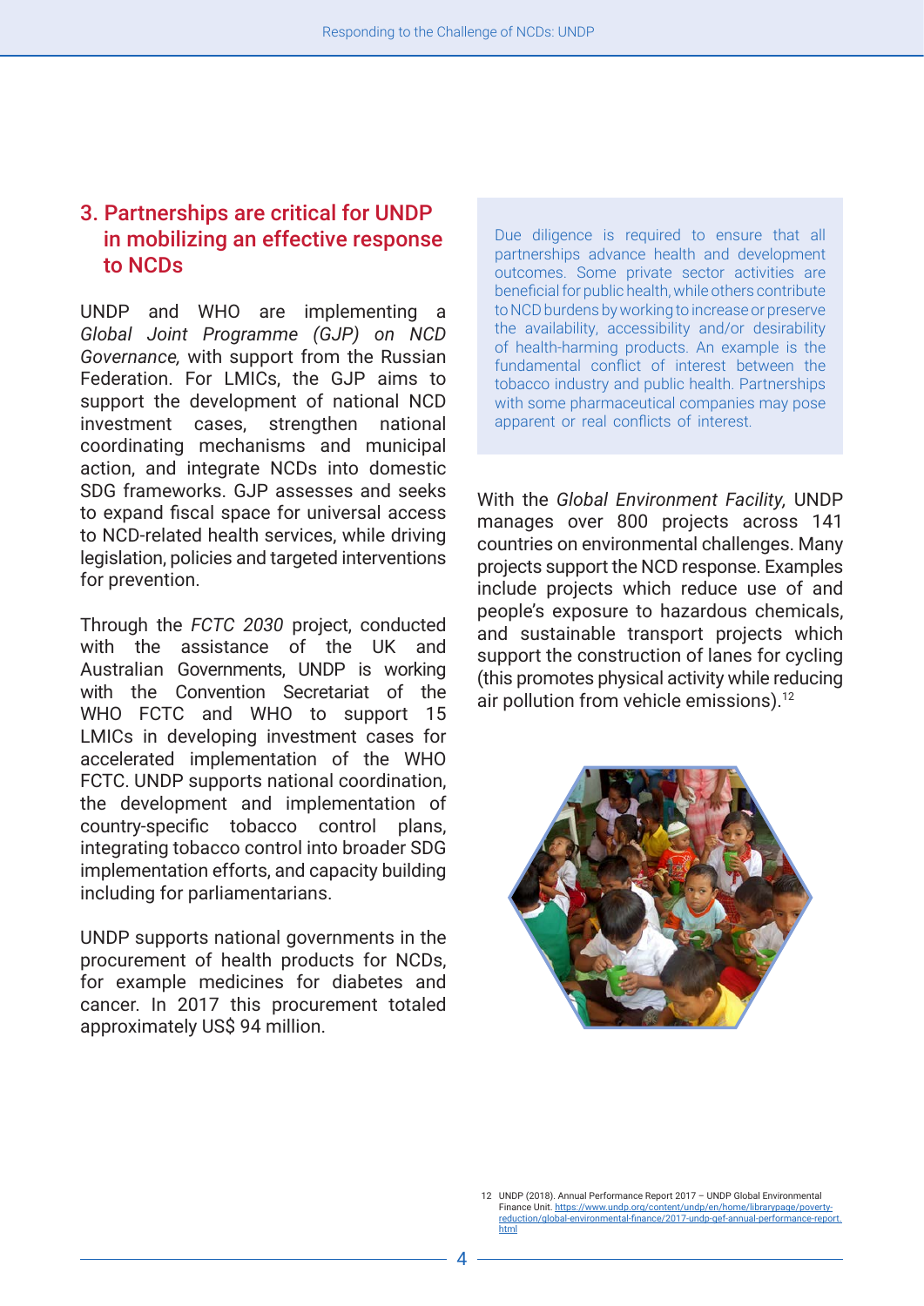## 3. Partnerships are critical for UNDP in mobilizing an effective response to NCDs

UNDP and WHO are implementing a *Global Joint Programme (GJP) on NCD Governance,* with support from the Russian Federation. For LMICs, the GJP aims to support the development of national NCD investment cases, strengthen national coordinating mechanisms and municipal action, and integrate NCDs into domestic SDG frameworks. GJP assesses and seeks to expand fiscal space for universal access to NCD-related health services, while driving legislation, policies and targeted interventions for prevention.

Through the *FCTC 2030* project, conducted with the assistance of the UK and Australian Governments, UNDP is working with the Convention Secretariat of the WHO FCTC and WHO to support 15 LMICs in developing investment cases for accelerated implementation of the WHO FCTC. UNDP supports national coordination, the development and implementation of country-specific tobacco control plans, integrating tobacco control into broader SDG implementation efforts, and capacity building including for parliamentarians.

UNDP supports national governments in the procurement of health products for NCDs, for example medicines for diabetes and cancer. In 2017 this procurement totaled approximately US$ 94 million.

Due diligence is required to ensure that all partnerships advance health and development outcomes. Some private sector activities are beneficial for public health, while others contribute to NCD burdens by working to increase or preserve the availability, accessibility and/or desirability of health-harming products. An example is the fundamental conflict of interest between the tobacco industry and public health. Partnerships with some pharmaceutical companies may pose apparent or real conflicts of interest.

With the *Global Environment Facility,* UNDP manages over 800 projects across 141 countries on environmental challenges. Many projects support the NCD response. Examples include projects which reduce use of and people's exposure to hazardous chemicals, and sustainable transport projects which support the construction of lanes for cycling (this promotes physical activity while reducing air pollution from vehicle emissions).[12]

12 UNDP (2018). Annual Performance Report 2017 – UNDP Global Environmental Finance Unit. https://www.undp.org/content/undp/en/home/librarypage/poverty-reduction/global-environmental-finance/2017-undp-gef-annual-performance-report.html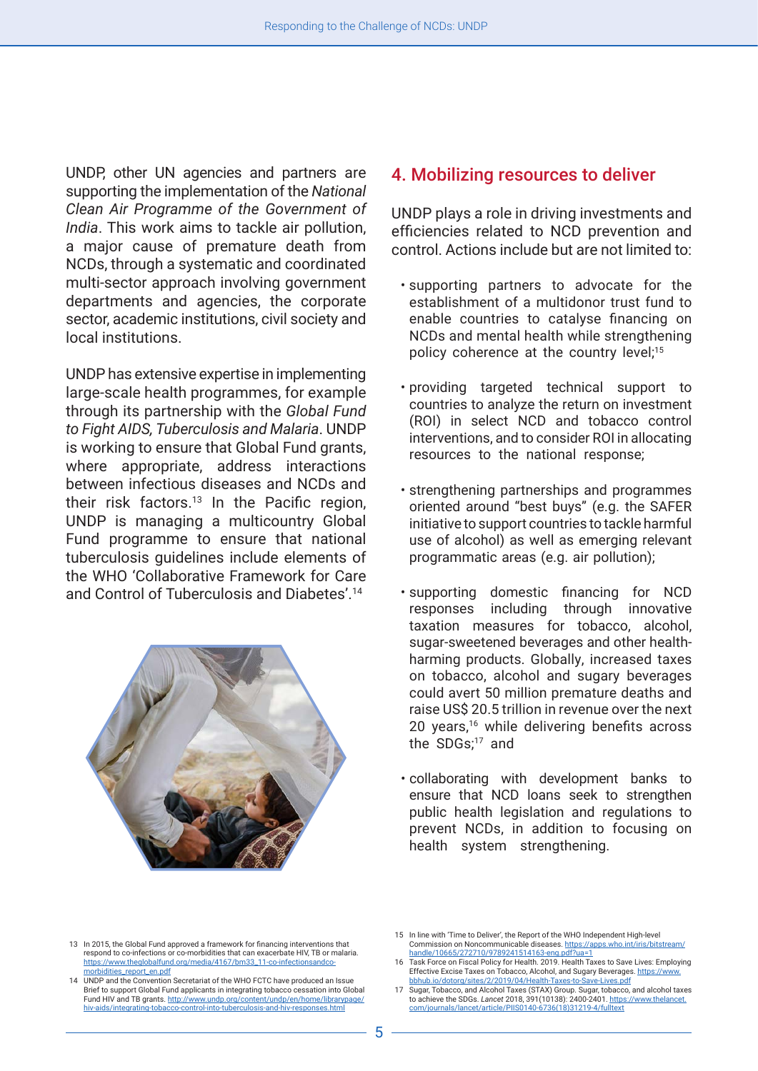UNDP, other UN agencies and partners are supporting the implementation of the *National Clean Air Programme of the Government of India*. This work aims to tackle air pollution, a major cause of premature death from NCDs, through a systematic and coordinated multi-sector approach involving government departments and agencies, the corporate sector, academic institutions, civil society and local institutions.

UNDP has extensive expertise in implementing large-scale health programmes, for example through its partnership with the *Global Fund to Fight AIDS, Tuberculosis and Malaria*. UNDP is working to ensure that Global Fund grants, where appropriate, address interactions between infectious diseases and NCDs and their risk factors.[13] In the Pacific region, UNDP is managing a multicountry Global Fund programme to ensure that national tuberculosis guidelines include elements of the WHO 'Collaborative Framework for Care and Control of Tuberculosis and Diabetes'.[14]

## 4. Mobilizing resources to deliver

UNDP plays a role in driving investments and efficiencies related to NCD prevention and control. Actions include but are not limited to:

- supporting partners to advocate for the establishment of a multidonor trust fund to enable countries to catalyse financing on NCDs and mental health while strengthening policy coherence at the country level;[15]
- providing targeted technical support to countries to analyze the return on investment (ROI) in select NCD and tobacco control interventions, and to consider ROI in allocating resources to the national response;
- strengthening partnerships and programmes oriented around "best buys" (e.g. the SAFER initiative to support countries to tackle harmful use of alcohol) as well as emerging relevant programmatic areas (e.g. air pollution);
- supporting domestic financing for NCD responses including through innovative taxation measures for tobacco, alcohol, sugar-sweetened beverages and other health-harming products. Globally, increased taxes on tobacco, alcohol and sugary beverages could avert 50 million premature deaths and raise US$ 20.5 trillion in revenue over the next 20 years,[16] while delivering benefits across the SDGs;[17] and
- collaborating with development banks to ensure that NCD loans seek to strengthen public health legislation and regulations to prevent NCDs, in addition to focusing on health system strengthening.

---

13 In 2015, the Global Fund approved a framework for financing interventions that respond to co-infections or co-morbidities that can exacerbate HIV, TB or malaria. https://www.theglobalfund.org/media/4167/bm33_11-co-infectionsandco-morbidities_report_en.pdf

14 UNDP and the Convention Secretariat of the WHO FCTC have produced an Issue Brief to support Global Fund applicants in integrating tobacco cessation into Global Fund HIV and TB grants. http://www.undp.org/content/undp/en/home/librarypage/hiv-aids/integrating-tobacco-control-into-tuberculosis-and-hiv-responses.html

15 In line with 'Time to Deliver', the Report of the WHO Independent High-level Commission on Noncommunicable diseases. https://apps.who.int/iris/bitstream/handle/10665/272710/9789241514163-eng.pdf?ua=1

16 Task Force on Fiscal Policy for Health. 2019. Health Taxes to Save Lives: Employing Effective Excise Taxes on Tobacco, Alcohol, and Sugary Beverages. https://www.bbhub.io/dotorg/sites/2/2019/04/Health-Taxes-to-Save-Lives.pdf

17 Sugar, Tobacco, and Alcohol Taxes (STAX) Group. Sugar, tobacco, and alcohol taxes to achieve the SDGs. *Lancet* 2018, 391(10138): 2400-2401. https://www.thelancet.com/journals/lancet/article/PIIS0140-6736(18)31219-4/fulltext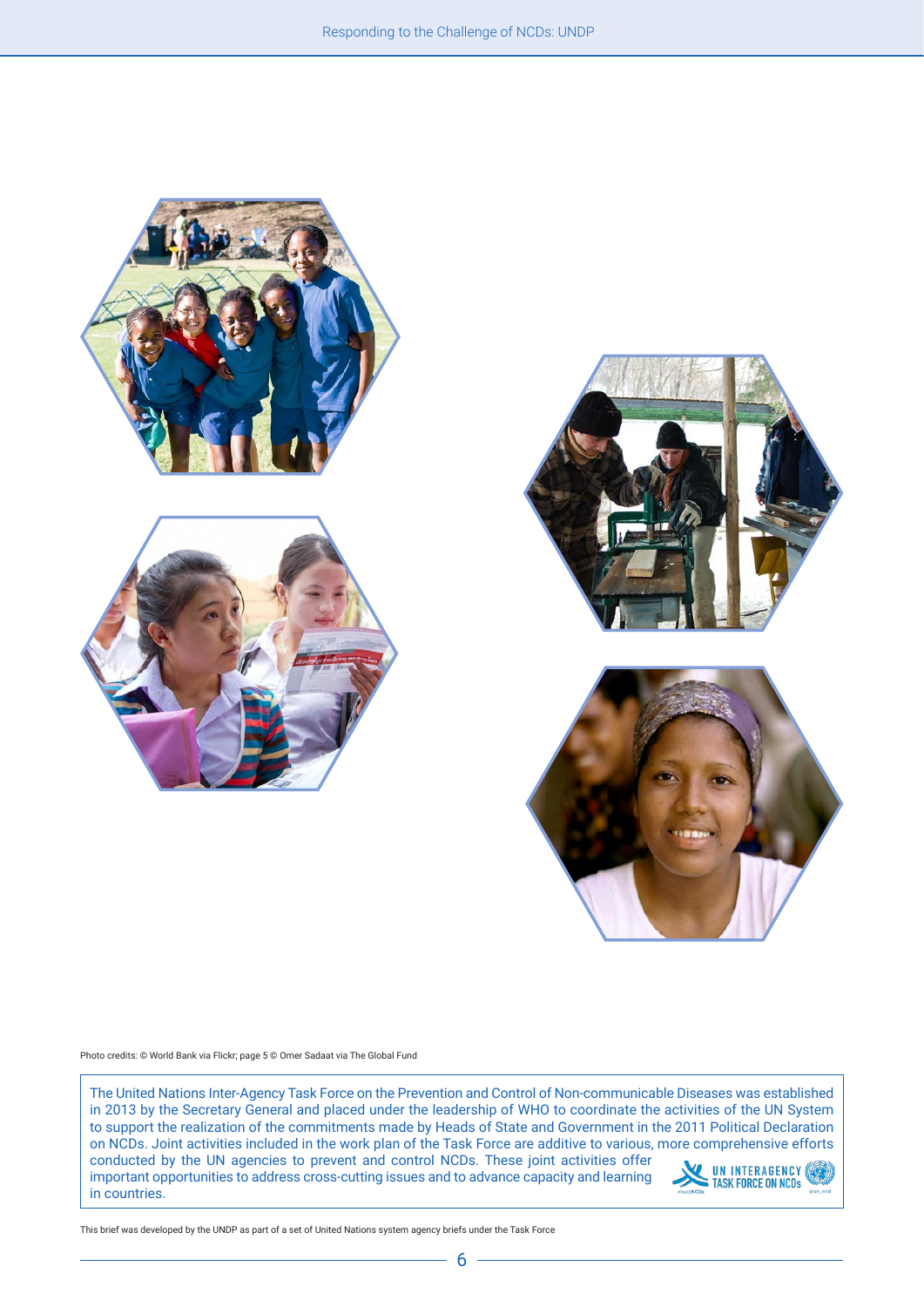Photo credits: © World Bank via Flickr; page 5 © Omer Sadaat via The Global Fund

The United Nations Inter-Agency Task Force on the Prevention and Control of Non-communicable Diseases was established in 2013 by the Secretary General and placed under the leadership of WHO to coordinate the activities of the UN System to support the realization of the commitments made by Heads of State and Government in the 2011 Political Declaration on NCDs. Joint activities included in the work plan of the Task Force are additive to various, more comprehensive efforts conducted by the UN agencies to prevent and control NCDs. These joint activities offer important opportunities to address cross-cutting issues and to advance capacity and learning in countries.

UN INTERAGENCY TASK FORCE ON NCDs

This brief was developed by the UNDP as part of a set of United Nations system agency briefs under the Task Force